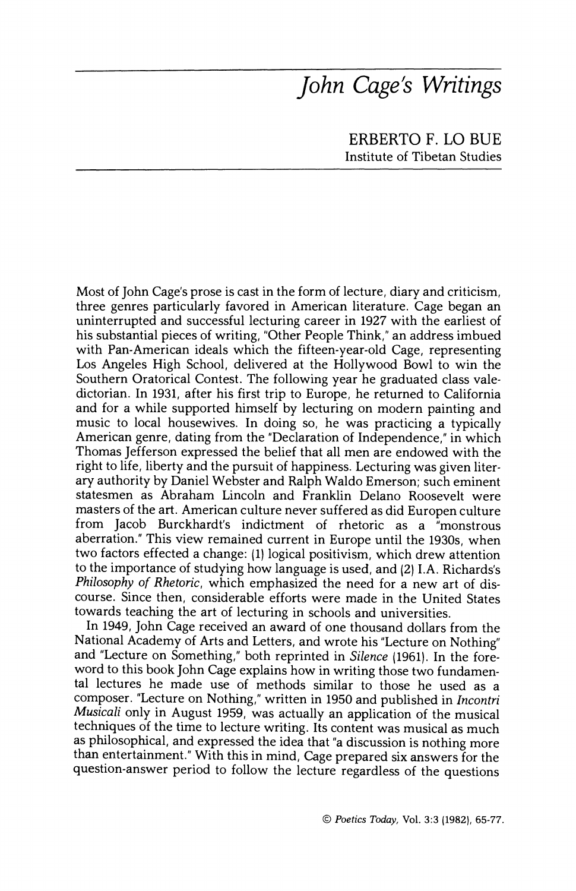# John Cage's Writings

ERBERTO F. LO BUE
Institute of Tibetan Studies

Most of John Cage's prose is cast in the form of lecture, diary and criticism, three genres particularly favored in American literature. Cage began an uninterrupted and successful lecturing career in 1927 with the earliest of his substantial pieces of writing, "Other People Think," an address imbued with Pan-American ideals which the fifteen-year-old Cage, representing Los Angeles High School, delivered at the Hollywood Bowl to win the Southern Oratorical Contest. The following year he graduated class valedictorian. In 1931, after his first trip to Europe, he returned to California and for a while supported himself by lecturing on modern painting and music to local housewives. In doing so, he was practicing a typically American genre, dating from the "Declaration of Independence," in which Thomas Jefferson expressed the belief that all men are endowed with the right to life, liberty and the pursuit of happiness. Lecturing was given literary authority by Daniel Webster and Ralph Waldo Emerson; such eminent statesmen as Abraham Lincoln and Franklin Delano Roosevelt were masters of the art. American culture never suffered as did Europen culture from Jacob Burckhardt's indictment of rhetoric as a "monstrous aberration." This view remained current in Europe until the 1930s, when two factors effected a change: (1) logical positivism, which drew attention to the importance of studying how language is used, and (2) I.A. Richards's *Philosophy of Rhetoric*, which emphasized the need for a new art of discourse. Since then, considerable efforts were made in the United States towards teaching the art of lecturing in schools and universities.

In 1949, John Cage received an award of one thousand dollars from the National Academy of Arts and Letters, and wrote his "Lecture on Nothing" and "Lecture on Something," both reprinted in *Silence* (1961). In the foreword to this book John Cage explains how in writing those two fundamental lectures he made use of methods similar to those he used as a composer. "Lecture on Nothing," written in 1950 and published in *Incontri Musicali* only in August 1959, was actually an application of the musical techniques of the time to lecture writing. Its content was musical as much as philosophical, and expressed the idea that "a discussion is nothing more than entertainment." With this in mind, Cage prepared six answers for the question-answer period to follow the lecture regardless of the questions

© *Poetics Today*, Vol. 3:3 (1982), 65-77.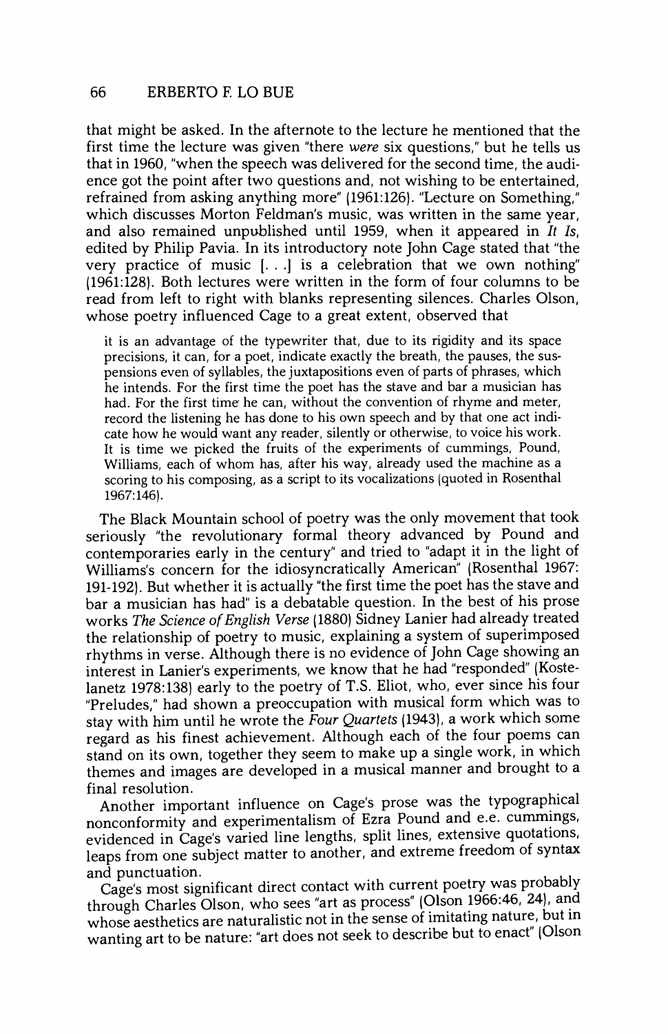that might be asked. In the afternote to the lecture he mentioned that the first time the lecture was given "there *were* six questions," but he tells us that in 1960, "when the speech was delivered for the second time, the audience got the point after two questions and, not wishing to be entertained, refrained from asking anything more" (1961:126). "Lecture on Something," which discusses Morton Feldman's music, was written in the same year, and also remained unpublished until 1959, when it appeared in *It Is*, edited by Philip Pavia. In its introductory note John Cage stated that "the very practice of music [. . .] is a celebration that we own nothing" (1961:128). Both lectures were written in the form of four columns to be read from left to right with blanks representing silences. Charles Olson, whose poetry influenced Cage to a great extent, observed that

> it is an advantage of the typewriter that, due to its rigidity and its space precisions, it can, for a poet, indicate exactly the breath, the pauses, the suspensions even of syllables, the juxtapositions even of parts of phrases, which he intends. For the first time the poet has the stave and bar a musician has had. For the first time he can, without the convention of rhyme and meter, record the listening he has done to his own speech and by that one act indicate how he would want any reader, silently or otherwise, to voice his work. It is time we picked the fruits of the experiments of cummings, Pound, Williams, each of whom has, after his way, already used the machine as a scoring to his composing, as a script to its vocalizations (quoted in Rosenthal 1967:146).

The Black Mountain school of poetry was the only movement that took seriously "the revolutionary formal theory advanced by Pound and contemporaries early in the century" and tried to "adapt it in the light of Williams's concern for the idiosyncratically American" (Rosenthal 1967: 191-192). But whether it is actually "the first time the poet has the stave and bar a musician has had" is a debatable question. In the best of his prose works *The Science of English Verse* (1880) Sidney Lanier had already treated the relationship of poetry to music, explaining a system of superimposed rhythms in verse. Although there is no evidence of John Cage showing an interest in Lanier's experiments, we know that he had "responded" (Kostelanetz 1978:138) early to the poetry of T.S. Eliot, who, ever since his four "Preludes," had shown a preoccupation with musical form which was to stay with him until he wrote the *Four Quartets* (1943), a work which some regard as his finest achievement. Although each of the four poems can stand on its own, together they seem to make up a single work, in which themes and images are developed in a musical manner and brought to a final resolution.

Another important influence on Cage's prose was the typographical nonconformity and experimentalism of Ezra Pound and e.e. cummings, evidenced in Cage's varied line lengths, split lines, extensive quotations, leaps from one subject matter to another, and extreme freedom of syntax and punctuation.

Cage's most significant direct contact with current poetry was probably through Charles Olson, who sees "art as process" (Olson 1966:46, 24), and whose aesthetics are naturalistic not in the sense of imitating nature, but in wanting art to be nature: "art does not seek to describe but to enact" (Olson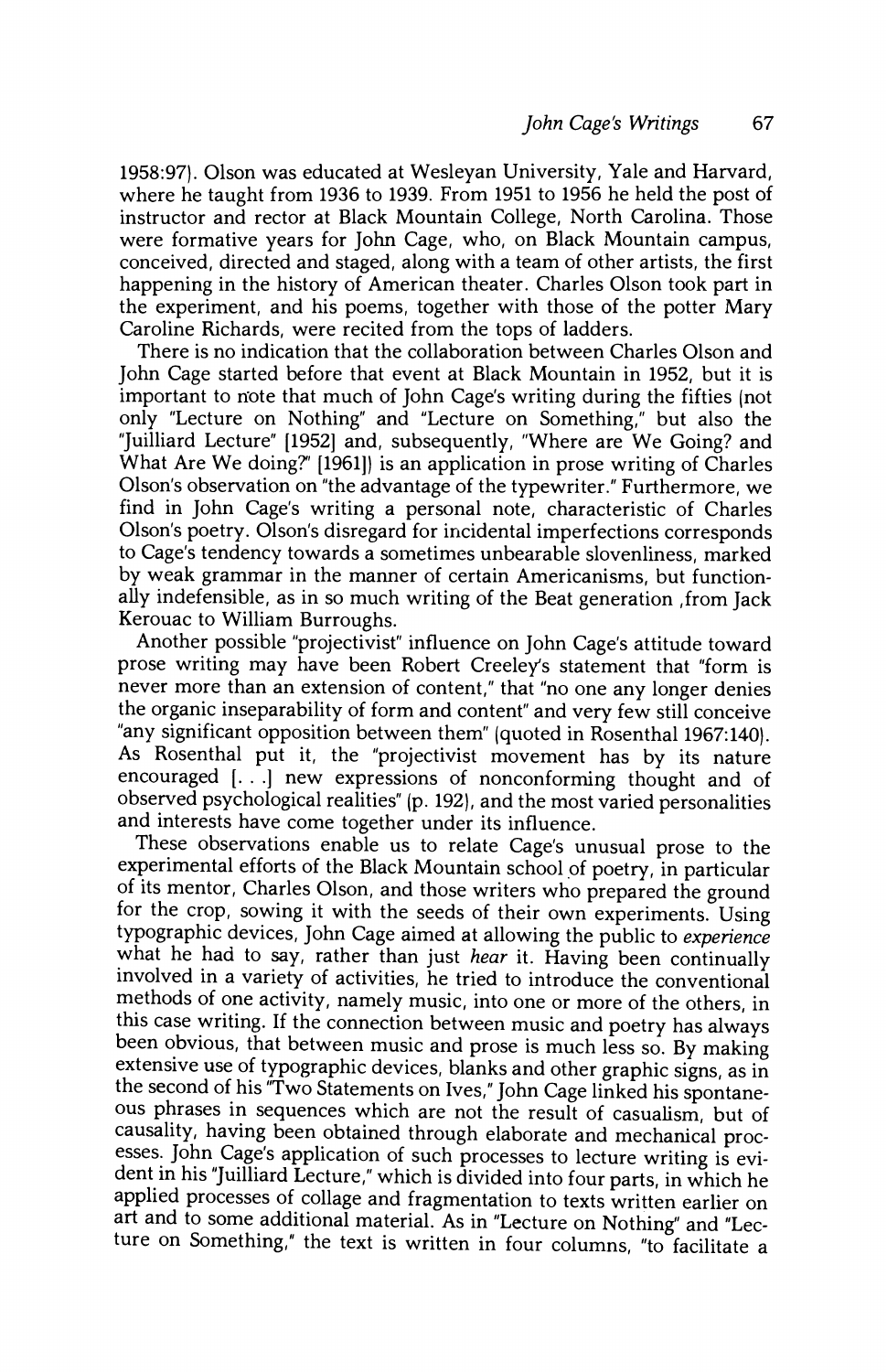1958:97). Olson was educated at Wesleyan University, Yale and Harvard, where he taught from 1936 to 1939. From 1951 to 1956 he held the post of instructor and rector at Black Mountain College, North Carolina. Those were formative years for John Cage, who, on Black Mountain campus, conceived, directed and staged, along with a team of other artists, the first happening in the history of American theater. Charles Olson took part in the experiment, and his poems, together with those of the potter Mary Caroline Richards, were recited from the tops of ladders.

There is no indication that the collaboration between Charles Olson and John Cage started before that event at Black Mountain in 1952, but it is important to note that much of John Cage's writing during the fifties (not only "Lecture on Nothing" and "Lecture on Something," but also the "Juilliard Lecture" [1952] and, subsequently, "Where are We Going? and What Are We doing?" [1961]) is an application in prose writing of Charles Olson's observation on "the advantage of the typewriter." Furthermore, we find in John Cage's writing a personal note, characteristic of Charles Olson's poetry. Olson's disregard for incidental imperfections corresponds to Cage's tendency towards a sometimes unbearable slovenliness, marked by weak grammar in the manner of certain Americanisms, but functionally indefensible, as in so much writing of the Beat generation ,from Jack Kerouac to William Burroughs.

Another possible "projectivist" influence on John Cage's attitude toward prose writing may have been Robert Creeley's statement that "form is never more than an extension of content," that "no one any longer denies the organic inseparability of form and content" and very few still conceive "any significant opposition between them" (quoted in Rosenthal 1967:140). As Rosenthal put it, the "projectivist movement has by its nature encouraged [. . .] new expressions of nonconforming thought and of observed psychological realities" (p. 192), and the most varied personalities and interests have come together under its influence.

These observations enable us to relate Cage's unusual prose to the experimental efforts of the Black Mountain school of poetry, in particular of its mentor, Charles Olson, and those writers who prepared the ground for the crop, sowing it with the seeds of their own experiments. Using typographic devices, John Cage aimed at allowing the public to *experience* what he had to say, rather than just *hear* it. Having been continually involved in a variety of activities, he tried to introduce the conventional methods of one activity, namely music, into one or more of the others, in this case writing. If the connection between music and poetry has always been obvious, that between music and prose is much less so. By making extensive use of typographic devices, blanks and other graphic signs, as in the second of his "Two Statements on Ives," John Cage linked his spontaneous phrases in sequences which are not the result of casualism, but of causality, having been obtained through elaborate and mechanical processes. John Cage's application of such processes to lecture writing is evident in his "Juilliard Lecture," which is divided into four parts, in which he applied processes of collage and fragmentation to texts written earlier on art and to some additional material. As in "Lecture on Nothing" and "Lecture on Something," the text is written in four columns, "to facilitate a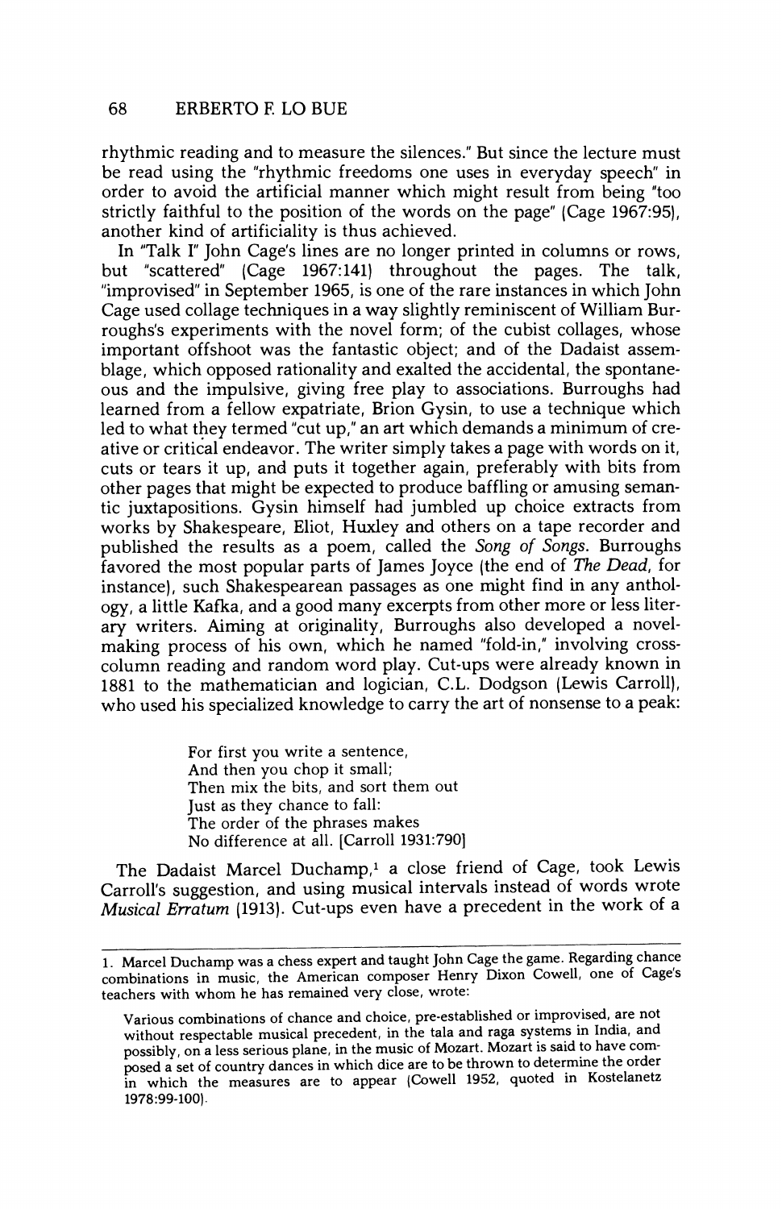rhythmic reading and to measure the silences." But since the lecture must be read using the "rhythmic freedoms one uses in everyday speech" in order to avoid the artificial manner which might result from being "too strictly faithful to the position of the words on the page" (Cage 1967:95), another kind of artificiality is thus achieved.

In "Talk I" John Cage's lines are no longer printed in columns or rows, but "scattered" (Cage 1967:141) throughout the pages. The talk, "improvised" in September 1965, is one of the rare instances in which John Cage used collage techniques in a way slightly reminiscent of William Burroughs's experiments with the novel form; of the cubist collages, whose important offshoot was the fantastic object; and of the Dadaist assemblage, which opposed rationality and exalted the accidental, the spontaneous and the impulsive, giving free play to associations. Burroughs had learned from a fellow expatriate, Brion Gysin, to use a technique which led to what they termed "cut up," an art which demands a minimum of creative or critical endeavor. The writer simply takes a page with words on it, cuts or tears it up, and puts it together again, preferably with bits from other pages that might be expected to produce baffling or amusing semantic juxtapositions. Gysin himself had jumbled up choice extracts from works by Shakespeare, Eliot, Huxley and others on a tape recorder and published the results as a poem, called the *Song of Songs*. Burroughs favored the most popular parts of James Joyce (the end of *The Dead*, for instance), such Shakespearean passages as one might find in any anthology, a little Kafka, and a good many excerpts from other more or less literary writers. Aiming at originality, Burroughs also developed a novel-making process of his own, which he named "fold-in," involving cross-column reading and random word play. Cut-ups were already known in 1881 to the mathematician and logician, C.L. Dodgson (Lewis Carroll), who used his specialized knowledge to carry the art of nonsense to a peak:

> For first you write a sentence,
> And then you chop it small;
> Then mix the bits, and sort them out
> Just as they chance to fall:
> The order of the phrases makes
> No difference at all. [Carroll 1931:790]

The Dadaist Marcel Duchamp,[1] a close friend of Cage, took Lewis Carroll's suggestion, and using musical intervals instead of words wrote *Musical Erratum* (1913). Cut-ups even have a precedent in the work of a

---

1. Marcel Duchamp was a chess expert and taught John Cage the game. Regarding chance combinations in music, the American composer Henry Dixon Cowell, one of Cage's teachers with whom he has remained very close, wrote:

> Various combinations of chance and choice, pre-established or improvised, are not without respectable musical precedent, in the tala and raga systems in India, and possibly, on a less serious plane, in the music of Mozart. Mozart is said to have composed a set of country dances in which dice are to be thrown to determine the order in which the measures are to appear (Cowell 1952, quoted in Kostelanetz 1978:99-100).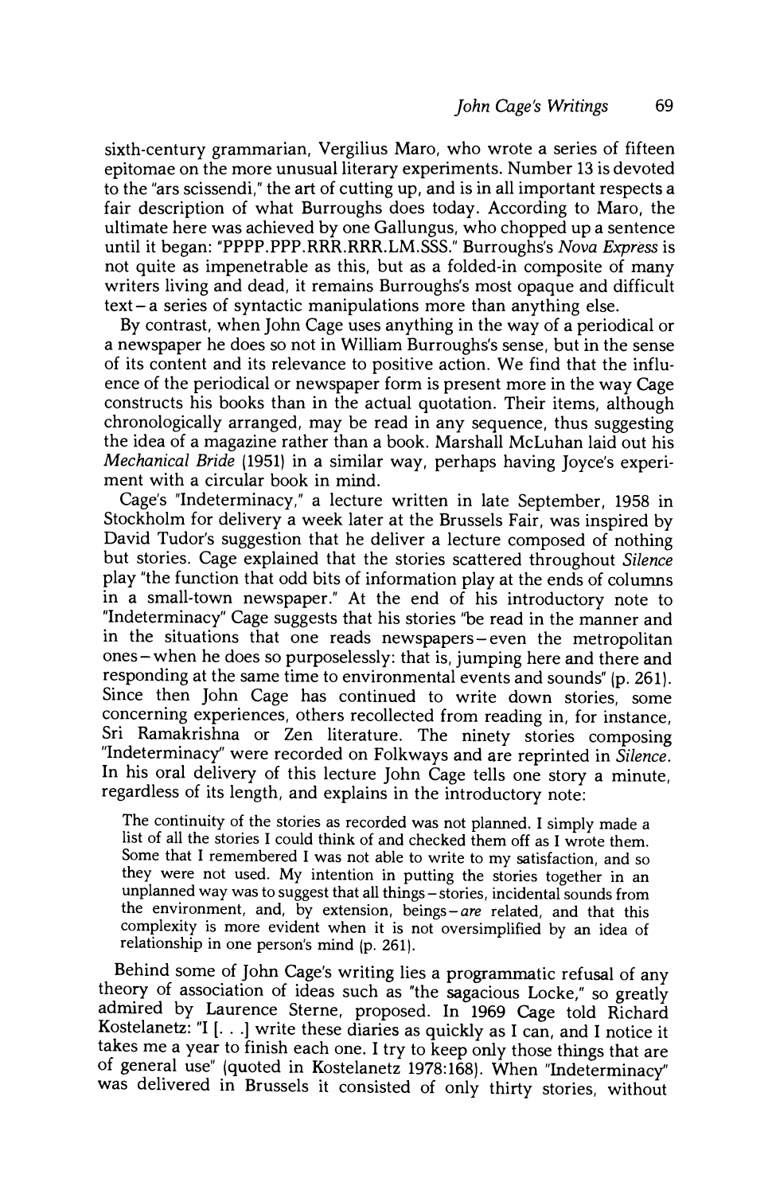sixth-century grammarian, Vergilius Maro, who wrote a series of fifteen epitomae on the more unusual literary experiments. Number 13 is devoted to the "ars scissendi," the art of cutting up, and is in all important respects a fair description of what Burroughs does today. According to Maro, the ultimate here was achieved by one Gallungus, who chopped up a sentence until it began: "PPPP.PPP.RRR.RRR.LM.SSS." Burroughs's *Nova Express* is not quite as impenetrable as this, but as a folded-in composite of many writers living and dead, it remains Burroughs's most opaque and difficult text – a series of syntactic manipulations more than anything else.

By contrast, when John Cage uses anything in the way of a periodical or a newspaper he does so not in William Burroughs's sense, but in the sense of its content and its relevance to positive action. We find that the influence of the periodical or newspaper form is present more in the way Cage constructs his books than in the actual quotation. Their items, although chronologically arranged, may be read in any sequence, thus suggesting the idea of a magazine rather than a book. Marshall McLuhan laid out his *Mechanical Bride* (1951) in a similar way, perhaps having Joyce's experiment with a circular book in mind.

Cage's "Indeterminacy," a lecture written in late September, 1958 in Stockholm for delivery a week later at the Brussels Fair, was inspired by David Tudor's suggestion that he deliver a lecture composed of nothing but stories. Cage explained that the stories scattered throughout *Silence* play "the function that odd bits of information play at the ends of columns in a small-town newspaper." At the end of his introductory note to "Indeterminacy" Cage suggests that his stories "be read in the manner and in the situations that one reads newspapers – even the metropolitan ones – when he does so purposelessly: that is, jumping here and there and responding at the same time to environmental events and sounds" (p. 261). Since then John Cage has continued to write down stories, some concerning experiences, others recollected from reading in, for instance, Sri Ramakrishna or Zen literature. The ninety stories composing "Indeterminacy" were recorded on Folkways and are reprinted in *Silence*. In his oral delivery of this lecture John Cage tells one story a minute, regardless of its length, and explains in the introductory note:

> The continuity of the stories as recorded was not planned. I simply made a list of all the stories I could think of and checked them off as I wrote them. Some that I remembered I was not able to write to my satisfaction, and so they were not used. My intention in putting the stories together in an unplanned way was to suggest that all things – stories, incidental sounds from the environment, and, by extension, beings – *are* related, and that this complexity is more evident when it is not oversimplified by an idea of relationship in one person's mind (p. 261).

Behind some of John Cage's writing lies a programmatic refusal of any theory of association of ideas such as "the sagacious Locke," so greatly admired by Laurence Sterne, proposed. In 1969 Cage told Richard Kostelanetz: "I [. . .] write these diaries as quickly as I can, and I notice it takes me a year to finish each one. I try to keep only those things that are of general use" (quoted in Kostelanetz 1978:168). When "Indeterminacy" was delivered in Brussels it consisted of only thirty stories, without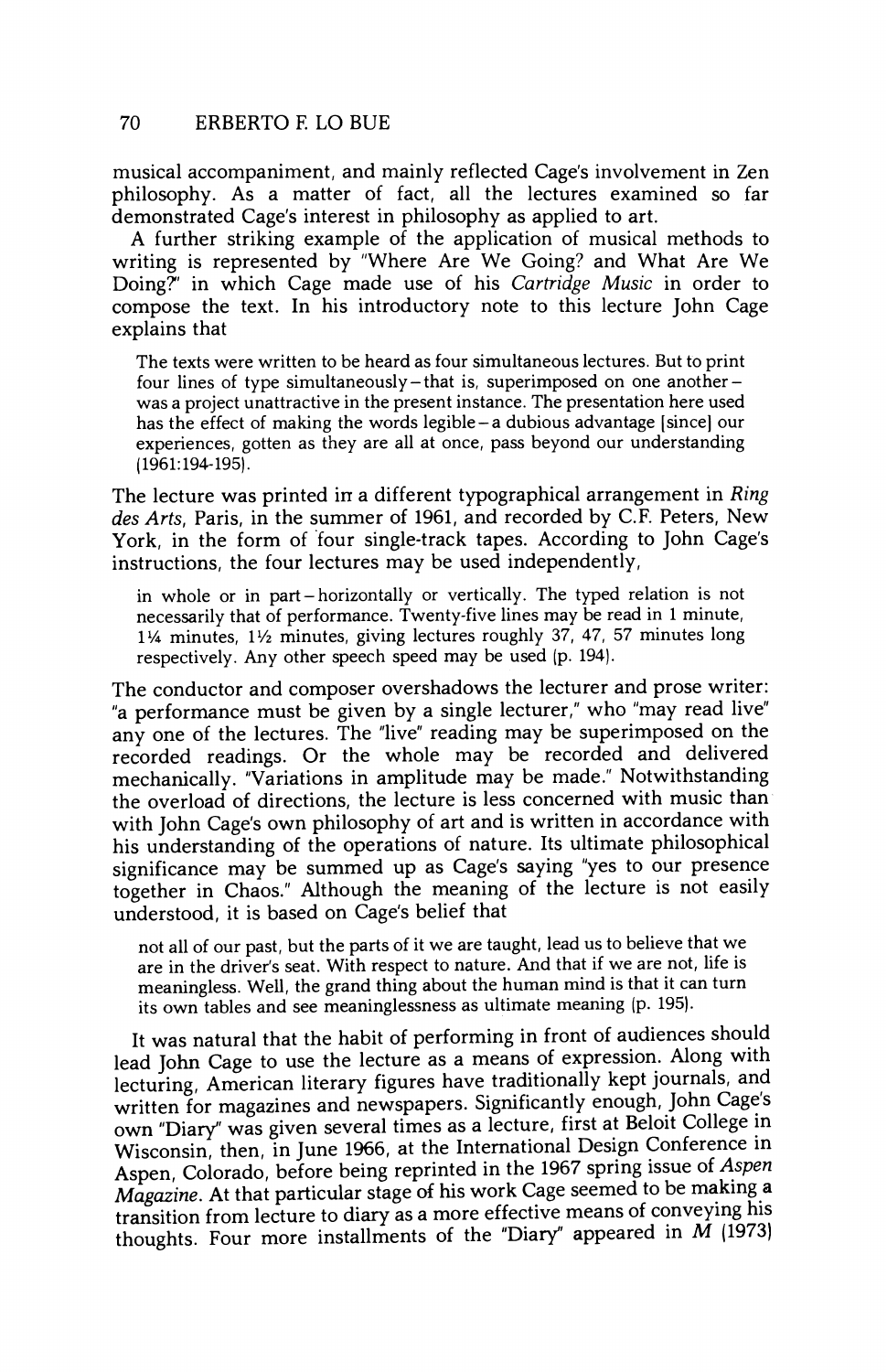musical accompaniment, and mainly reflected Cage's involvement in Zen philosophy. As a matter of fact, all the lectures examined so far demonstrated Cage's interest in philosophy as applied to art.

A further striking example of the application of musical methods to writing is represented by "Where Are We Going? and What Are We Doing?" in which Cage made use of his *Cartridge Music* in order to compose the text. In his introductory note to this lecture John Cage explains that

> The texts were written to be heard as four simultaneous lectures. But to print four lines of type simultaneously – that is, superimposed on one another – was a project unattractive in the present instance. The presentation here used has the effect of making the words legible – a dubious advantage [since] our experiences, gotten as they are all at once, pass beyond our understanding (1961:194-195).

The lecture was printed in a different typographical arrangement in *Ring des Arts*, Paris, in the summer of 1961, and recorded by C.F. Peters, New York, in the form of four single-track tapes. According to John Cage's instructions, the four lectures may be used independently,

> in whole or in part – horizontally or vertically. The typed relation is not necessarily that of performance. Twenty-five lines may be read in 1 minute, 1¼ minutes, 1½ minutes, giving lectures roughly 37, 47, 57 minutes long respectively. Any other speech speed may be used (p. 194).

The conductor and composer overshadows the lecturer and prose writer: "a performance must be given by a single lecturer," who "may read live" any one of the lectures. The "live" reading may be superimposed on the recorded readings. Or the whole may be recorded and delivered mechanically. "Variations in amplitude may be made." Notwithstanding the overload of directions, the lecture is less concerned with music than with John Cage's own philosophy of art and is written in accordance with his understanding of the operations of nature. Its ultimate philosophical significance may be summed up as Cage's saying "yes to our presence together in Chaos." Although the meaning of the lecture is not easily understood, it is based on Cage's belief that

> not all of our past, but the parts of it we are taught, lead us to believe that we are in the driver's seat. With respect to nature. And that if we are not, life is meaningless. Well, the grand thing about the human mind is that it can turn its own tables and see meaninglessness as ultimate meaning (p. 195).

It was natural that the habit of performing in front of audiences should lead John Cage to use the lecture as a means of expression. Along with lecturing, American literary figures have traditionally kept journals, and written for magazines and newspapers. Significantly enough, John Cage's own "Diary" was given several times as a lecture, first at Beloit College in Wisconsin, then, in June 1966, at the International Design Conference in Aspen, Colorado, before being reprinted in the 1967 spring issue of *Aspen Magazine*. At that particular stage of his work Cage seemed to be making a transition from lecture to diary as a more effective means of conveying his thoughts. Four more installments of the "Diary" appeared in *M* (1973)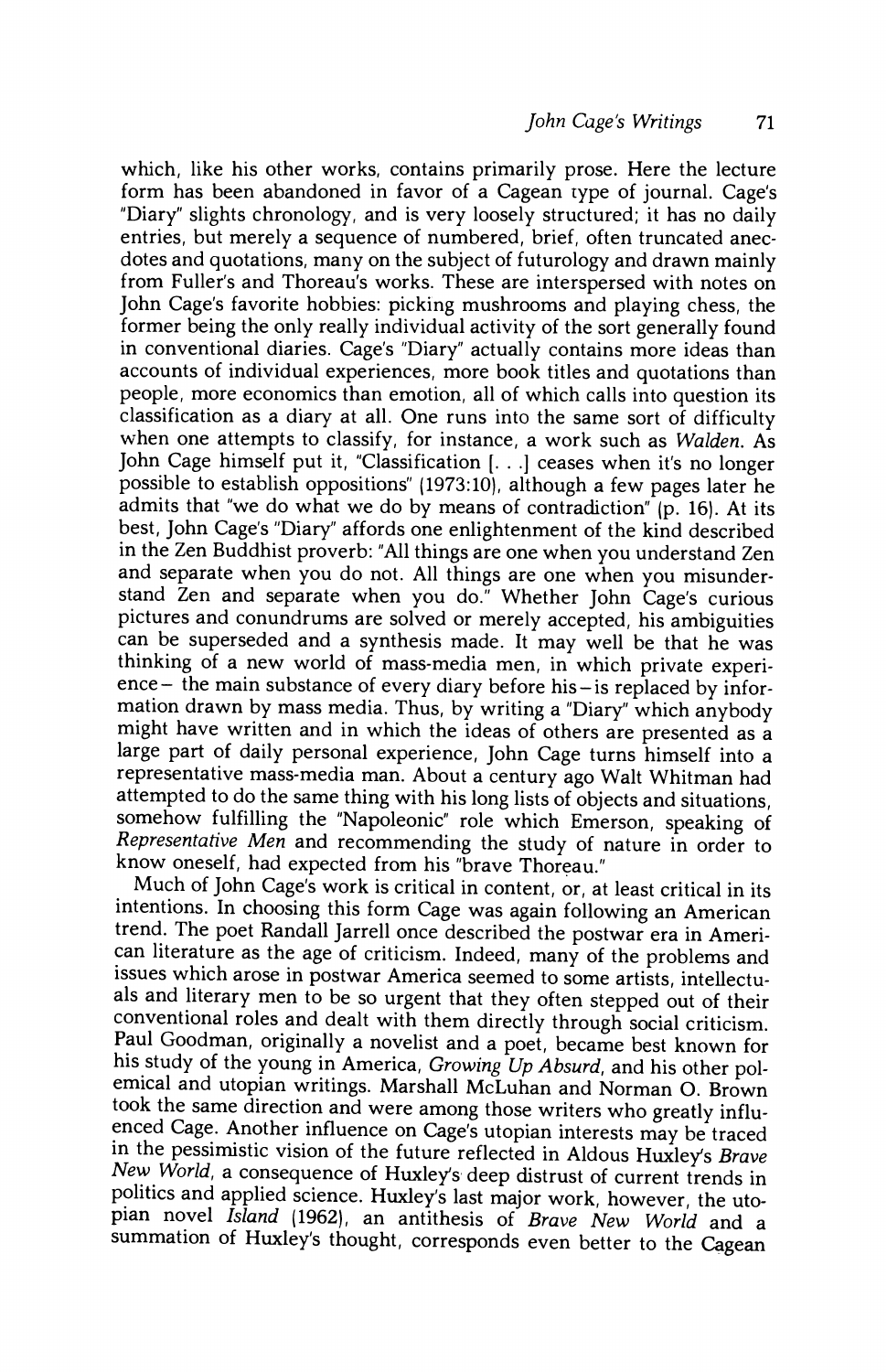which, like his other works, contains primarily prose. Here the lecture form has been abandoned in favor of a Cagean type of journal. Cage's "Diary" slights chronology, and is very loosely structured; it has no daily entries, but merely a sequence of numbered, brief, often truncated anecdotes and quotations, many on the subject of futurology and drawn mainly from Fuller's and Thoreau's works. These are interspersed with notes on John Cage's favorite hobbies: picking mushrooms and playing chess, the former being the only really individual activity of the sort generally found in conventional diaries. Cage's "Diary" actually contains more ideas than accounts of individual experiences, more book titles and quotations than people, more economics than emotion, all of which calls into question its classification as a diary at all. One runs into the same sort of difficulty when one attempts to classify, for instance, a work such as *Walden*. As John Cage himself put it, "Classification [. . .] ceases when it's no longer possible to establish oppositions" (1973:10), although a few pages later he admits that "we do what we do by means of contradiction" (p. 16). At its best, John Cage's "Diary" affords one enlightenment of the kind described in the Zen Buddhist proverb: "All things are one when you understand Zen and separate when you do not. All things are one when you misunderstand Zen and separate when you do." Whether John Cage's curious pictures and conundrums are solved or merely accepted, his ambiguities can be superseded and a synthesis made. It may well be that he was thinking of a new world of mass-media men, in which private experience– the main substance of every diary before his–is replaced by information drawn by mass media. Thus, by writing a "Diary" which anybody might have written and in which the ideas of others are presented as a large part of daily personal experience, John Cage turns himself into a representative mass-media man. About a century ago Walt Whitman had attempted to do the same thing with his long lists of objects and situations, somehow fulfilling the "Napoleonic" role which Emerson, speaking of *Representative Men* and recommending the study of nature in order to know oneself, had expected from his "brave Thoreau."

Much of John Cage's work is critical in content, or, at least critical in its intentions. In choosing this form Cage was again following an American trend. The poet Randall Jarrell once described the postwar era in American literature as the age of criticism. Indeed, many of the problems and issues which arose in postwar America seemed to some artists, intellectuals and literary men to be so urgent that they often stepped out of their conventional roles and dealt with them directly through social criticism. Paul Goodman, originally a novelist and a poet, became best known for his study of the young in America, *Growing Up Absurd*, and his other polemical and utopian writings. Marshall McLuhan and Norman O. Brown took the same direction and were among those writers who greatly influenced Cage. Another influence on Cage's utopian interests may be traced in the pessimistic vision of the future reflected in Aldous Huxley's *Brave New World*, a consequence of Huxley's deep distrust of current trends in politics and applied science. Huxley's last major work, however, the utopian novel *Island* (1962), an antithesis of *Brave New World* and a summation of Huxley's thought, corresponds even better to the Cagean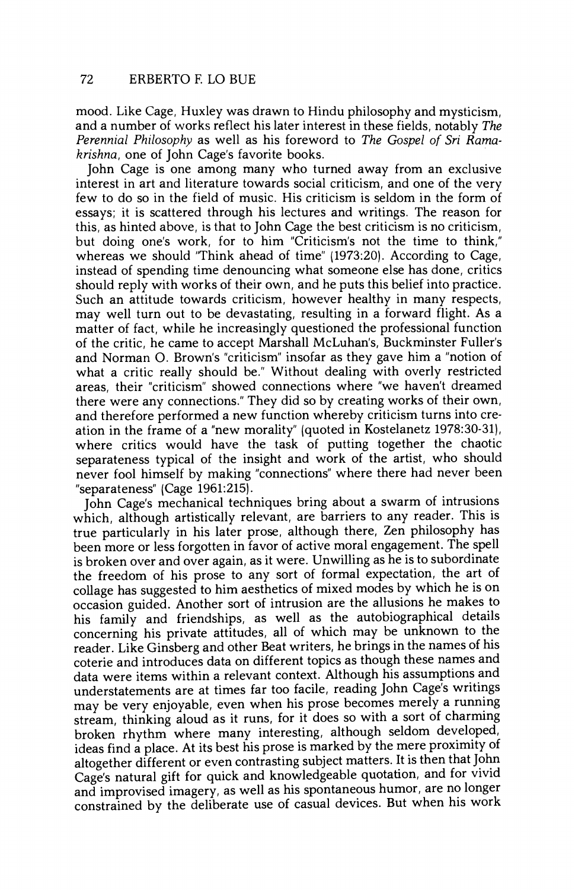mood. Like Cage, Huxley was drawn to Hindu philosophy and mysticism, and a number of works reflect his later interest in these fields, notably *The Perennial Philosophy* as well as his foreword to *The Gospel of Sri Ramakrishna*, one of John Cage's favorite books.

John Cage is one among many who turned away from an exclusive interest in art and literature towards social criticism, and one of the very few to do so in the field of music. His criticism is seldom in the form of essays; it is scattered through his lectures and writings. The reason for this, as hinted above, is that to John Cage the best criticism is no criticism, but doing one's work, for to him "Criticism's not the time to think," whereas we should "Think ahead of time" (1973:20). According to Cage, instead of spending time denouncing what someone else has done, critics should reply with works of their own, and he puts this belief into practice. Such an attitude towards criticism, however healthy in many respects, may well turn out to be devastating, resulting in a forward flight. As a matter of fact, while he increasingly questioned the professional function of the critic, he came to accept Marshall McLuhan's, Buckminster Fuller's and Norman O. Brown's "criticism" insofar as they gave him a "notion of what a critic really should be." Without dealing with overly restricted areas, their "criticism" showed connections where "we haven't dreamed there were any connections." They did so by creating works of their own, and therefore performed a new function whereby criticism turns into creation in the frame of a "new morality" (quoted in Kostelanetz 1978:30-31), where critics would have the task of putting together the chaotic separateness typical of the insight and work of the artist, who should never fool himself by making "connections" where there had never been "separateness" (Cage 1961:215).

John Cage's mechanical techniques bring about a swarm of intrusions which, although artistically relevant, are barriers to any reader. This is true particularly in his later prose, although there, Zen philosophy has been more or less forgotten in favor of active moral engagement. The spell is broken over and over again, as it were. Unwilling as he is to subordinate the freedom of his prose to any sort of formal expectation, the art of collage has suggested to him aesthetics of mixed modes by which he is on occasion guided. Another sort of intrusion are the allusions he makes to his family and friendships, as well as the autobiographical details concerning his private attitudes, all of which may be unknown to the reader. Like Ginsberg and other Beat writers, he brings in the names of his coterie and introduces data on different topics as though these names and data were items within a relevant context. Although his assumptions and understatements are at times far too facile, reading John Cage's writings may be very enjoyable, even when his prose becomes merely a running stream, thinking aloud as it runs, for it does so with a sort of charming broken rhythm where many interesting, although seldom developed, ideas find a place. At its best his prose is marked by the mere proximity of altogether different or even contrasting subject matters. It is then that John Cage's natural gift for quick and knowledgeable quotation, and for vivid and improvised imagery, as well as his spontaneous humor, are no longer constrained by the deliberate use of casual devices. But when his work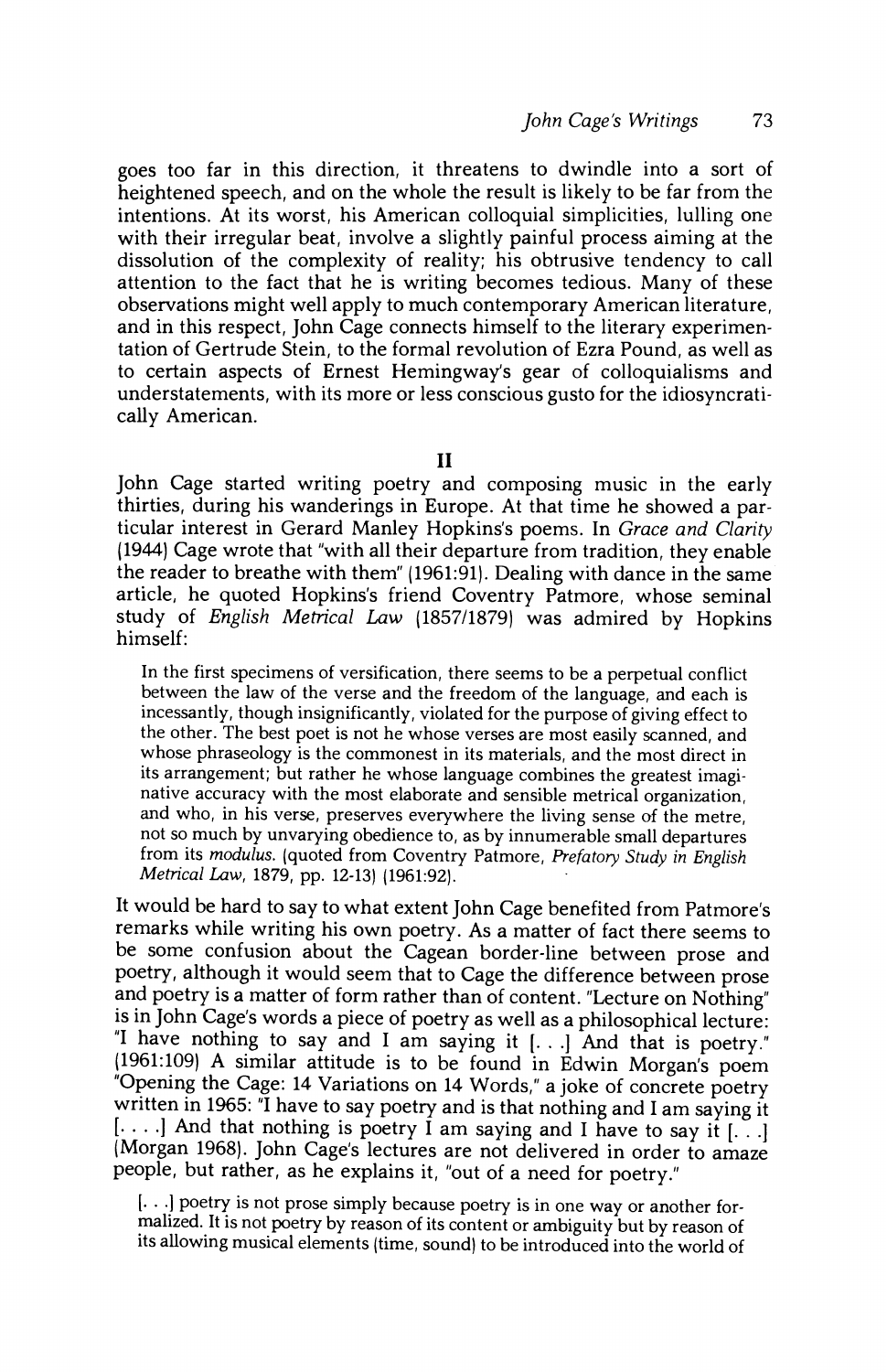goes too far in this direction, it threatens to dwindle into a sort of heightened speech, and on the whole the result is likely to be far from the intentions. At its worst, his American colloquial simplicities, lulling one with their irregular beat, involve a slightly painful process aiming at the dissolution of the complexity of reality; his obtrusive tendency to call attention to the fact that he is writing becomes tedious. Many of these observations might well apply to much contemporary American literature, and in this respect, John Cage connects himself to the literary experimentation of Gertrude Stein, to the formal revolution of Ezra Pound, as well as to certain aspects of Ernest Hemingway's gear of colloquialisms and understatements, with its more or less conscious gusto for the idiosyncratically American.

## II

John Cage started writing poetry and composing music in the early thirties, during his wanderings in Europe. At that time he showed a particular interest in Gerard Manley Hopkins's poems. In *Grace and Clarity* (1944) Cage wrote that "with all their departure from tradition, they enable the reader to breathe with them" (1961:91). Dealing with dance in the same article, he quoted Hopkins's friend Coventry Patmore, whose seminal study of *English Metrical Law* (1857/1879) was admired by Hopkins himself:

> In the first specimens of versification, there seems to be a perpetual conflict between the law of the verse and the freedom of the language, and each is incessantly, though insignificantly, violated for the purpose of giving effect to the other. The best poet is not he whose verses are most easily scanned, and whose phraseology is the commonest in its materials, and the most direct in its arrangement; but rather he whose language combines the greatest imaginative accuracy with the most elaborate and sensible metrical organization, and who, in his verse, preserves everywhere the living sense of the metre, not so much by unvarying obedience to, as by innumerable small departures from its *modulus*. (quoted from Coventry Patmore, *Prefatory Study in English Metrical Law*, 1879, pp. 12-13) (1961:92).

It would be hard to say to what extent John Cage benefited from Patmore's remarks while writing his own poetry. As a matter of fact there seems to be some confusion about the Cagean border-line between prose and poetry, although it would seem that to Cage the difference between prose and poetry is a matter of form rather than of content. "Lecture on Nothing" is in John Cage's words a piece of poetry as well as a philosophical lecture: "I have nothing to say and I am saying it [. . .] And that is poetry." (1961:109) A similar attitude is to be found in Edwin Morgan's poem "Opening the Cage: 14 Variations on 14 Words," a joke of concrete poetry written in 1965: "I have to say poetry and is that nothing and I am saying it [. . . .] And that nothing is poetry I am saying and I have to say it [. . .] (Morgan 1968). John Cage's lectures are not delivered in order to amaze people, but rather, as he explains it, "out of a need for poetry."

> [. . .] poetry is not prose simply because poetry is in one way or another formalized. It is not poetry by reason of its content or ambiguity but by reason of its allowing musical elements (time, sound) to be introduced into the world of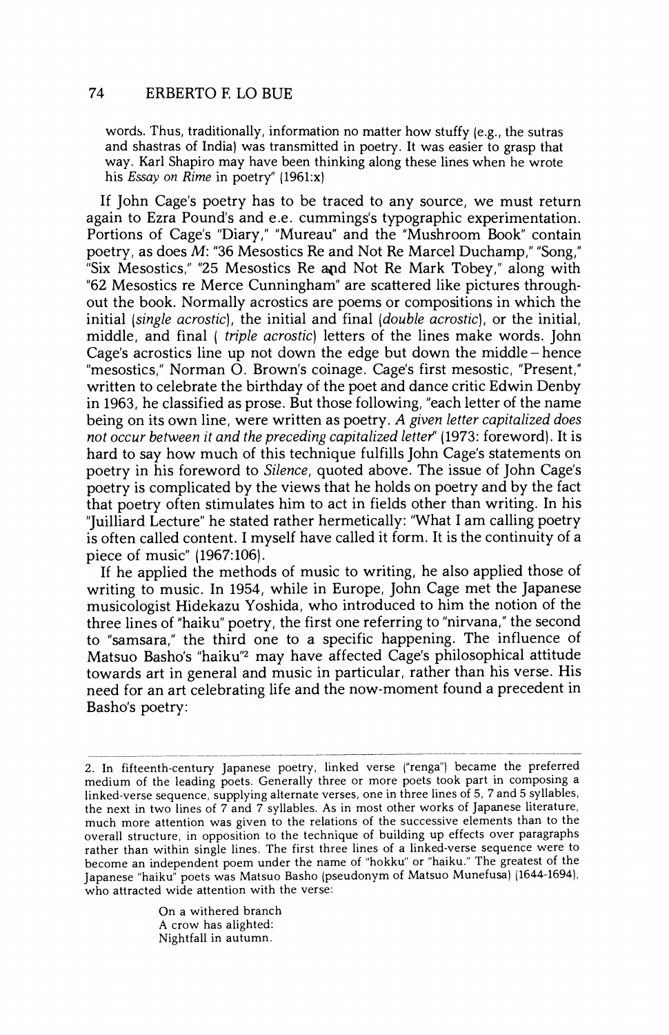words. Thus, traditionally, information no matter how stuffy (e.g., the sutras and shastras of India) was transmitted in poetry. It was easier to grasp that way. Karl Shapiro may have been thinking along these lines when he wrote his *Essay on Rime* in poetry" (1961:x)

If John Cage's poetry has to be traced to any source, we must return again to Ezra Pound's and e.e. cummings's typographic experimentation. Portions of Cage's "Diary," "Mureau" and the "Mushroom Book" contain poetry, as does *M*: "36 Mesostics Re and Not Re Marcel Duchamp," "Song," "Six Mesostics," "25 Mesostics Re and Not Re Mark Tobey," along with "62 Mesostics re Merce Cunningham" are scattered like pictures throughout the book. Normally acrostics are poems or compositions in which the initial (*single acrostic*), the initial and final (*double acrostic*), or the initial, middle, and final ( *triple acrostic*) letters of the lines make words. John Cage's acrostics line up not down the edge but down the middle – hence "mesostics," Norman O. Brown's coinage. Cage's first mesostic, "Present," written to celebrate the birthday of the poet and dance critic Edwin Denby in 1963, he classified as prose. But those following, "each letter of the name being on its own line, were written as poetry. *A given letter capitalized does not occur between it and the preceding capitalized letter*" (1973: foreword). It is hard to say how much of this technique fulfills John Cage's statements on poetry in his foreword to *Silence*, quoted above. The issue of John Cage's poetry is complicated by the views that he holds on poetry and by the fact that poetry often stimulates him to act in fields other than writing. In his "Juilliard Lecture" he stated rather hermetically: "What I am calling poetry is often called content. I myself have called it form. It is the continuity of a piece of music" (1967:106).

If he applied the methods of music to writing, he also applied those of writing to music. In 1954, while in Europe, John Cage met the Japanese musicologist Hidekazu Yoshida, who introduced to him the notion of the three lines of "haiku" poetry, the first one referring to "nirvana," the second to "samsara," the third one to a specific happening. The influence of Matsuo Basho's "haiku"[2] may have affected Cage's philosophical attitude towards art in general and music in particular, rather than his verse. His need for an art celebrating life and the now-moment found a precedent in Basho's poetry:

---

2. In fifteenth-century Japanese poetry, linked verse ("renga") became the preferred medium of the leading poets. Generally three or more poets took part in composing a linked-verse sequence, supplying alternate verses, one in three lines of 5, 7 and 5 syllables, the next in two lines of 7 and 7 syllables. As in most other works of Japanese literature, much more attention was given to the relations of the successive elements than to the overall structure, in opposition to the technique of building up effects over paragraphs rather than within single lines. The first three lines of a linked-verse sequence were to become an independent poem under the name of "hokku" or "haiku." The greatest of the Japanese "haiku" poets was Matsuo Basho (pseudonym of Matsuo Munefusa) (1644-1694), who attracted wide attention with the verse:

> On a withered branch
> A crow has alighted:
> Nightfall in autumn.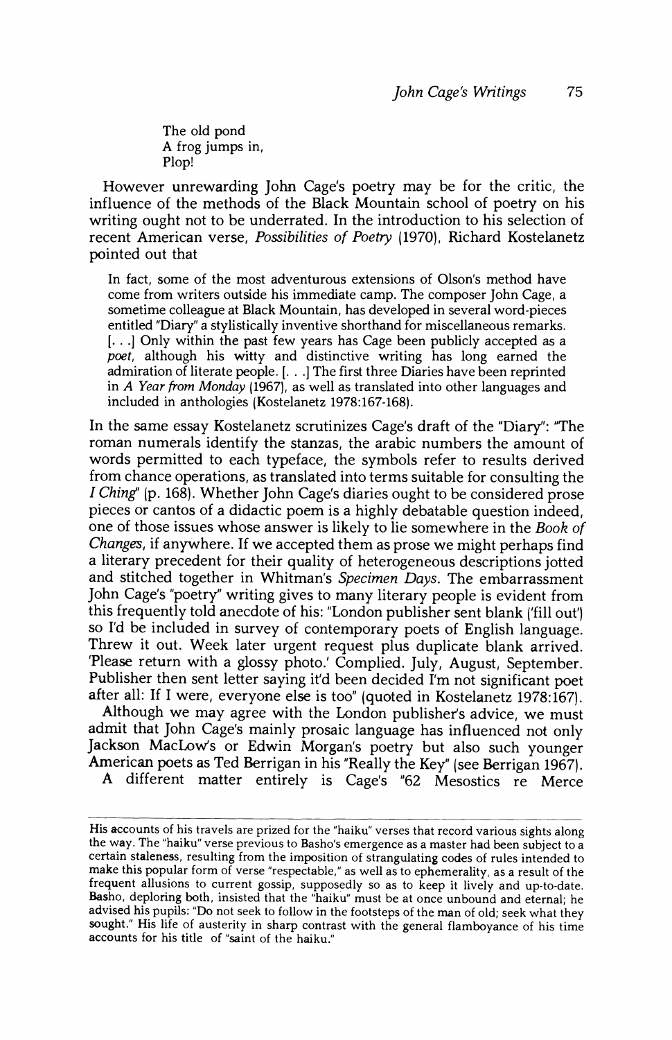The old pond
A frog jumps in,
Plop!

However unrewarding John Cage's poetry may be for the critic, the influence of the methods of the Black Mountain school of poetry on his writing ought not to be underrated. In the introduction to his selection of recent American verse, *Possibilities of Poetry* (1970), Richard Kostelanetz pointed out that

> In fact, some of the most adventurous extensions of Olson's method have come from writers outside his immediate camp. The composer John Cage, a sometime colleague at Black Mountain, has developed in several word-pieces entitled "Diary" a stylistically inventive shorthand for miscellaneous remarks. [. . .] Only within the past few years has Cage been publicly accepted as a *poet*, although his witty and distinctive writing has long earned the admiration of literate people. [. . .] The first three Diaries have been reprinted in *A Year from Monday* (1967), as well as translated into other languages and included in anthologies (Kostelanetz 1978:167-168).

In the same essay Kostelanetz scrutinizes Cage's draft of the "Diary": "The roman numerals identify the stanzas, the arabic numbers the amount of words permitted to each typeface, the symbols refer to results derived from chance operations, as translated into terms suitable for consulting the *I Ching*" (p. 168). Whether John Cage's diaries ought to be considered prose pieces or cantos of a didactic poem is a highly debatable question indeed, one of those issues whose answer is likely to lie somewhere in the *Book of Changes*, if anywhere. If we accepted them as prose we might perhaps find a literary precedent for their quality of heterogeneous descriptions jotted and stitched together in Whitman's *Specimen Days*. The embarrassment John Cage's "poetry" writing gives to many literary people is evident from this frequently told anecdote of his: "London publisher sent blank ('fill out') so I'd be included in survey of contemporary poets of English language. Threw it out. Week later urgent request plus duplicate blank arrived. 'Please return with a glossy photo.' Complied. July, August, September. Publisher then sent letter saying it'd been decided I'm not significant poet after all: If I were, everyone else is too" (quoted in Kostelanetz 1978:167).

Although we may agree with the London publisher's advice, we must admit that John Cage's mainly prosaic language has influenced not only Jackson MacLow's or Edwin Morgan's poetry but also such younger American poets as Ted Berrigan in his "Really the Key" (see Berrigan 1967).

A different matter entirely is Cage's "62 Mesostics re Merce

---

His accounts of his travels are prized for the "haiku" verses that record various sights along the way. The "haiku" verse previous to Basho's emergence as a master had been subject to a certain staleness, resulting from the imposition of strangulating codes of rules intended to make this popular form of verse "respectable," as well as to ephemerality, as a result of the frequent allusions to current gossip, supposedly so as to keep it lively and up-to-date. Basho, deploring both, insisted that the "haiku" must be at once unbound and eternal; he advised his pupils: "Do not seek to follow in the footsteps of the man of old; seek what they sought." His life of austerity in sharp contrast with the general flamboyance of his time accounts for his title of "saint of the haiku."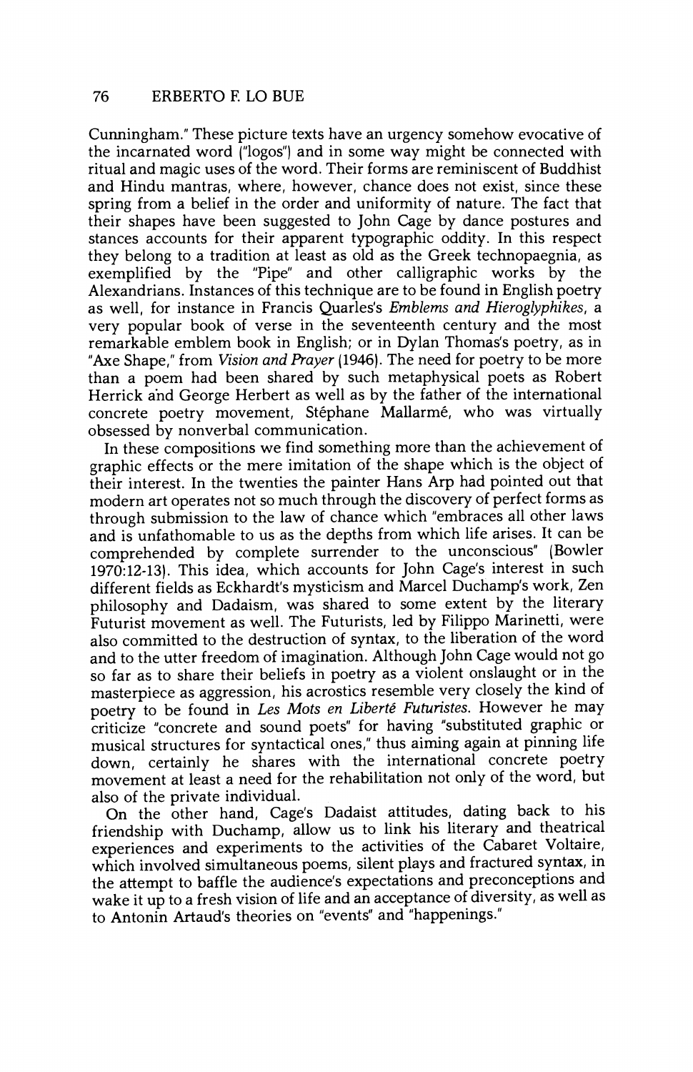Cunningham." These picture texts have an urgency somehow evocative of the incarnated word ("logos") and in some way might be connected with ritual and magic uses of the word. Their forms are reminiscent of Buddhist and Hindu mantras, where, however, chance does not exist, since these spring from a belief in the order and uniformity of nature. The fact that their shapes have been suggested to John Cage by dance postures and stances accounts for their apparent typographic oddity. In this respect they belong to a tradition at least as old as the Greek technopaegnia, as exemplified by the "Pipe" and other calligraphic works by the Alexandrians. Instances of this technique are to be found in English poetry as well, for instance in Francis Quarles's *Emblems and Hieroglyphikes*, a very popular book of verse in the seventeenth century and the most remarkable emblem book in English; or in Dylan Thomas's poetry, as in "Axe Shape," from *Vision and Prayer* (1946). The need for poetry to be more than a poem had been shared by such metaphysical poets as Robert Herrick and George Herbert as well as by the father of the international concrete poetry movement, Stéphane Mallarmé, who was virtually obsessed by nonverbal communication.

In these compositions we find something more than the achievement of graphic effects or the mere imitation of the shape which is the object of their interest. In the twenties the painter Hans Arp had pointed out that modern art operates not so much through the discovery of perfect forms as through submission to the law of chance which "embraces all other laws and is unfathomable to us as the depths from which life arises. It can be comprehended by complete surrender to the unconscious" (Bowler 1970:12-13). This idea, which accounts for John Cage's interest in such different fields as Eckhardt's mysticism and Marcel Duchamp's work, Zen philosophy and Dadaism, was shared to some extent by the literary Futurist movement as well. The Futurists, led by Filippo Marinetti, were also committed to the destruction of syntax, to the liberation of the word and to the utter freedom of imagination. Although John Cage would not go so far as to share their beliefs in poetry as a violent onslaught or in the masterpiece as aggression, his acrostics resemble very closely the kind of poetry to be found in *Les Mots en Libertê Futuristes*. However he may criticize "concrete and sound poets" for having "substituted graphic or musical structures for syntactical ones," thus aiming again at pinning life down, certainly he shares with the international concrete poetry movement at least a need for the rehabilitation not only of the word, but also of the private individual.

On the other hand, Cage's Dadaist attitudes, dating back to his friendship with Duchamp, allow us to link his literary and theatrical experiences and experiments to the activities of the Cabaret Voltaire, which involved simultaneous poems, silent plays and fractured syntax, in the attempt to baffle the audience's expectations and preconceptions and wake it up to a fresh vision of life and an acceptance of diversity, as well as to Antonin Artaud's theories on "events" and "happenings."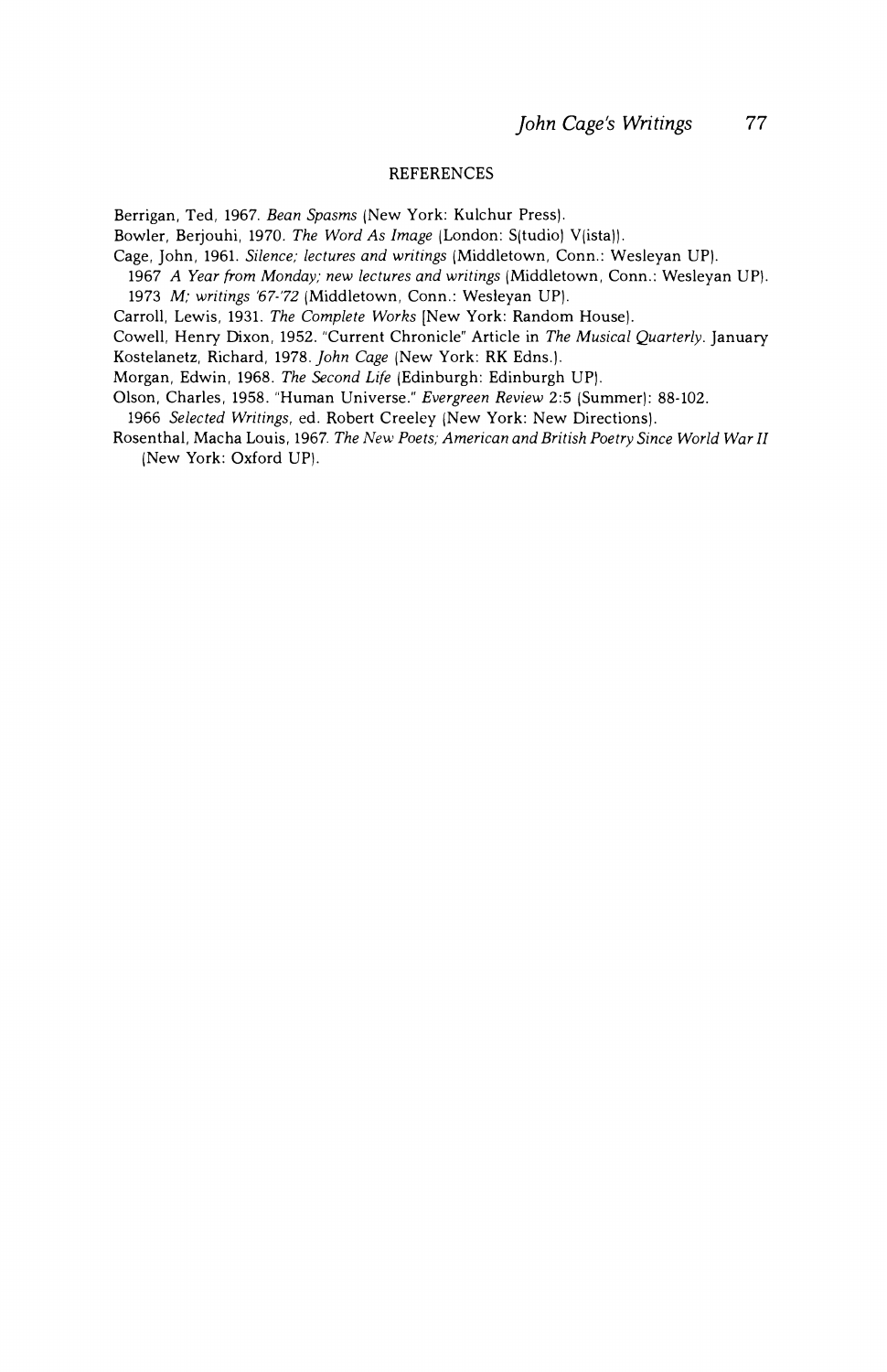## REFERENCES

Berrigan, Ted, 1967. *Bean Spasms* (New York: Kulchur Press).

Bowler, Berjouhi, 1970. *The Word As Image* (London: S(tudio) V(ista)).

Cage, John, 1961. *Silence; lectures and writings* (Middletown, Conn.: Wesleyan UP).

1967 *A Year from Monday; new lectures and writings* (Middletown, Conn.: Wesleyan UP).

1973 *M; writings '67-'72* (Middletown, Conn.: Wesleyan UP).

Carroll, Lewis, 1931. *The Complete Works* [New York: Random House).

Cowell, Henry Dixon, 1952. "Current Chronicle" Article in *The Musical Quarterly*. January

Kostelanetz, Richard, 1978. *John Cage* (New York: RK Edns.).

Morgan, Edwin, 1968. *The Second Life* (Edinburgh: Edinburgh UP).

Olson, Charles, 1958. "Human Universe." *Evergreen Review* 2:5 (Summer): 88-102.

1966 *Selected Writings*, ed. Robert Creeley (New York: New Directions).

Rosenthal, Macha Louis, 1967. *The New Poets; American and British Poetry Since World War II* (New York: Oxford UP).